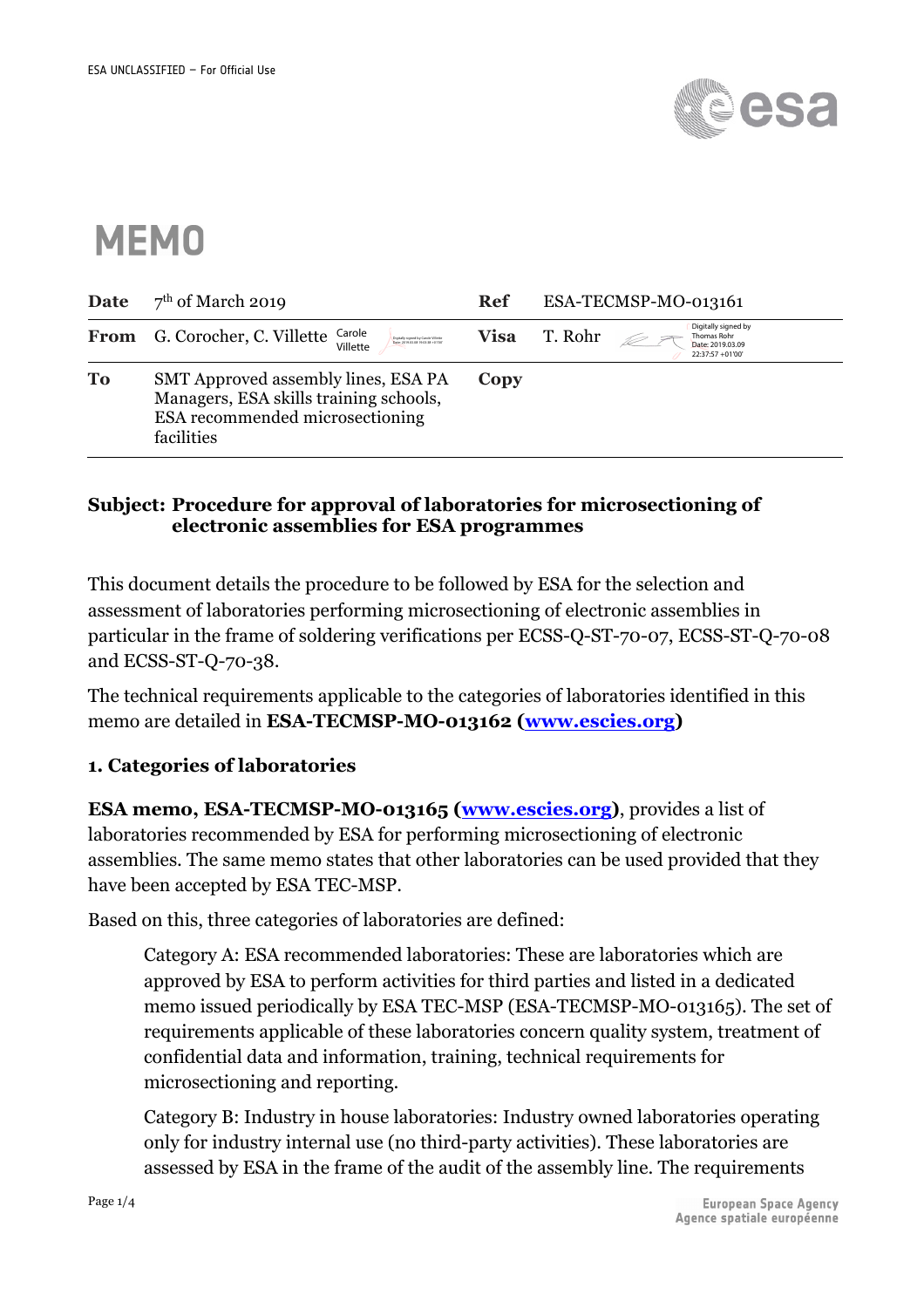ESA UNCLASSIFIED – For Official Use

# MEMO

| | | | |
|---|---|---|---|
| **Date** | 7th of March 2019 | **Ref** | ESA-TECMSP-MO-013161 |
| **From** | G. Corocher, C. Villette | **Visa** | T. Rohr |
| **To** | SMT Approved assembly lines, ESA PA Managers, ESA skills training schools, ESA recommended microsectioning facilities | **Copy** | |

**Subject: Procedure for approval of laboratories for microsectioning of electronic assemblies for ESA programmes**

This document details the procedure to be followed by ESA for the selection and assessment of laboratories performing microsectioning of electronic assemblies in particular in the frame of soldering verifications per ECSS-Q-ST-70-07, ECSS-ST-Q-70-08 and ECSS-ST-Q-70-38.

The technical requirements applicable to the categories of laboratories identified in this memo are detailed in **ESA-TECMSP-MO-013162 ([www.escies.org](www.escies.org))**

### 1. Categories of laboratories

**ESA memo, ESA-TECMSP-MO-013165 ([www.escies.org](www.escies.org))**, provides a list of laboratories recommended by ESA for performing microsectioning of electronic assemblies. The same memo states that other laboratories can be used provided that they have been accepted by ESA TEC-MSP.

Based on this, three categories of laboratories are defined:

Category A: ESA recommended laboratories: These are laboratories which are approved by ESA to perform activities for third parties and listed in a dedicated memo issued periodically by ESA TEC-MSP (ESA-TECMSP-MO-013165). The set of requirements applicable of these laboratories concern quality system, treatment of confidential data and information, training, technical requirements for microsectioning and reporting.

Category B: Industry in house laboratories: Industry owned laboratories operating only for industry internal use (no third-party activities). These laboratories are assessed by ESA in the frame of the audit of the assembly line. The requirements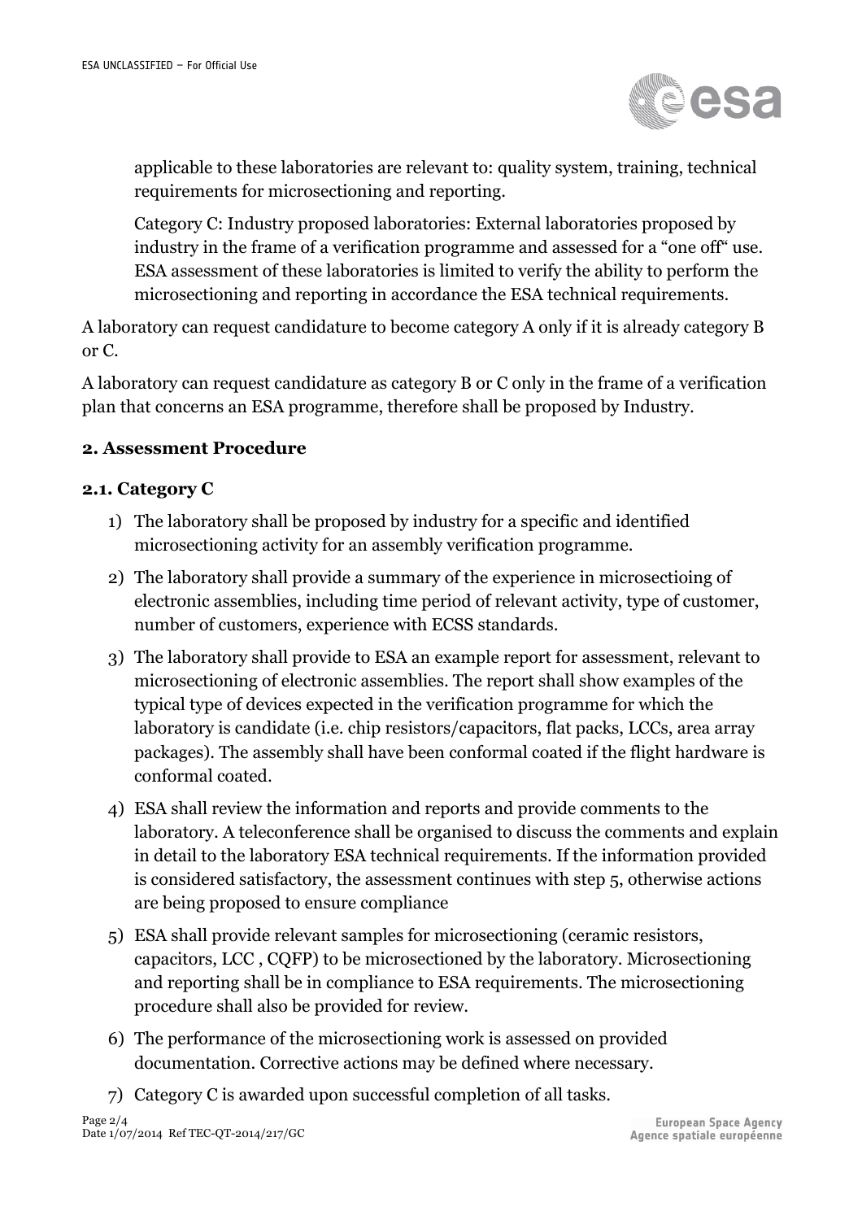applicable to these laboratories are relevant to: quality system, training, technical requirements for microsectioning and reporting.

Category C: Industry proposed laboratories: External laboratories proposed by industry in the frame of a verification programme and assessed for a "one off" use. ESA assessment of these laboratories is limited to verify the ability to perform the microsectioning and reporting in accordance the ESA technical requirements.

A laboratory can request candidature to become category A only if it is already category B or C.

A laboratory can request candidature as category B or C only in the frame of a verification plan that concerns an ESA programme, therefore shall be proposed by Industry.

## 2. Assessment Procedure

### 2.1. Category C

1) The laboratory shall be proposed by industry for a specific and identified microsectioning activity for an assembly verification programme.
2) The laboratory shall provide a summary of the experience in microsectioing of electronic assemblies, including time period of relevant activity, type of customer, number of customers, experience with ECSS standards.
3) The laboratory shall provide to ESA an example report for assessment, relevant to microsectioning of electronic assemblies. The report shall show examples of the typical type of devices expected in the verification programme for which the laboratory is candidate (i.e. chip resistors/capacitors, flat packs, LCCs, area array packages). The assembly shall have been conformal coated if the flight hardware is conformal coated.
4) ESA shall review the information and reports and provide comments to the laboratory. A teleconference shall be organised to discuss the comments and explain in detail to the laboratory ESA technical requirements. If the information provided is considered satisfactory, the assessment continues with step 5, otherwise actions are being proposed to ensure compliance
5) ESA shall provide relevant samples for microsectioning (ceramic resistors, capacitors, LCC , CQFP) to be microsectioned by the laboratory. Microsectioning and reporting shall be in compliance to ESA requirements. The microsectioning procedure shall also be provided for review.
6) The performance of the microsectioning work is assessed on provided documentation. Corrective actions may be defined where necessary.
7) Category C is awarded upon successful completion of all tasks.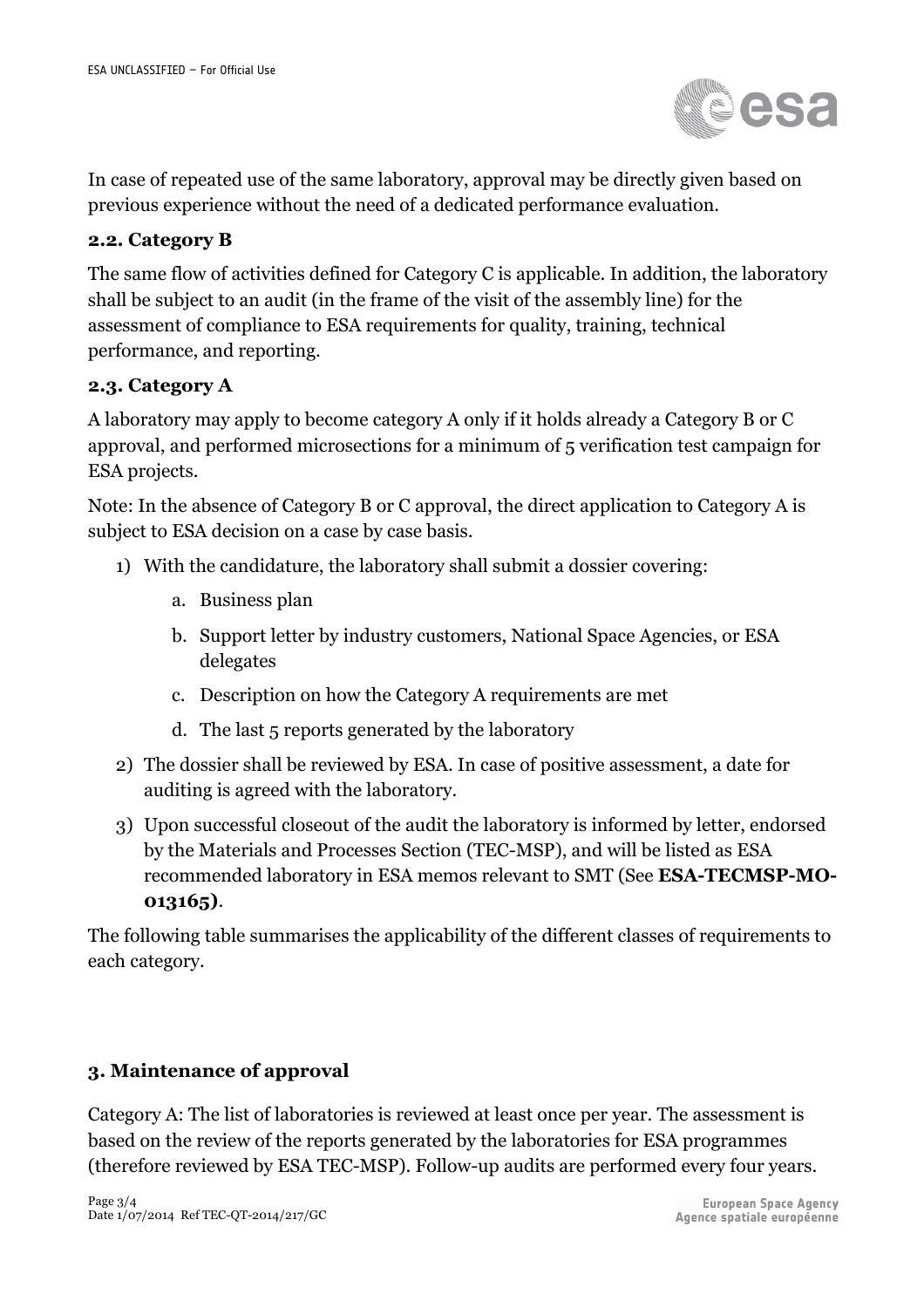In case of repeated use of the same laboratory, approval may be directly given based on previous experience without the need of a dedicated performance evaluation.

### 2.2. Category B

The same flow of activities defined for Category C is applicable. In addition, the laboratory shall be subject to an audit (in the frame of the visit of the assembly line) for the assessment of compliance to ESA requirements for quality, training, technical performance, and reporting.

### 2.3. Category A

A laboratory may apply to become category A only if it holds already a Category B or C approval, and performed microsections for a minimum of 5 verification test campaign for ESA projects.

Note: In the absence of Category B or C approval, the direct application to Category A is subject to ESA decision on a case by case basis.

1) With the candidature, the laboratory shall submit a dossier covering:
    a. Business plan
    b. Support letter by industry customers, National Space Agencies, or ESA delegates
    c. Description on how the Category A requirements are met
    d. The last 5 reports generated by the laboratory
2) The dossier shall be reviewed by ESA. In case of positive assessment, a date for auditing is agreed with the laboratory.
3) Upon successful closeout of the audit the laboratory is informed by letter, endorsed by the Materials and Processes Section (TEC-MSP), and will be listed as ESA recommended laboratory in ESA memos relevant to SMT (See **ESA-TECMSP-MO-013165)**.

The following table summarises the applicability of the different classes of requirements to each category.

## 3. Maintenance of approval

Category A: The list of laboratories is reviewed at least once per year. The assessment is based on the review of the reports generated by the laboratories for ESA programmes (therefore reviewed by ESA TEC-MSP). Follow-up audits are performed every four years.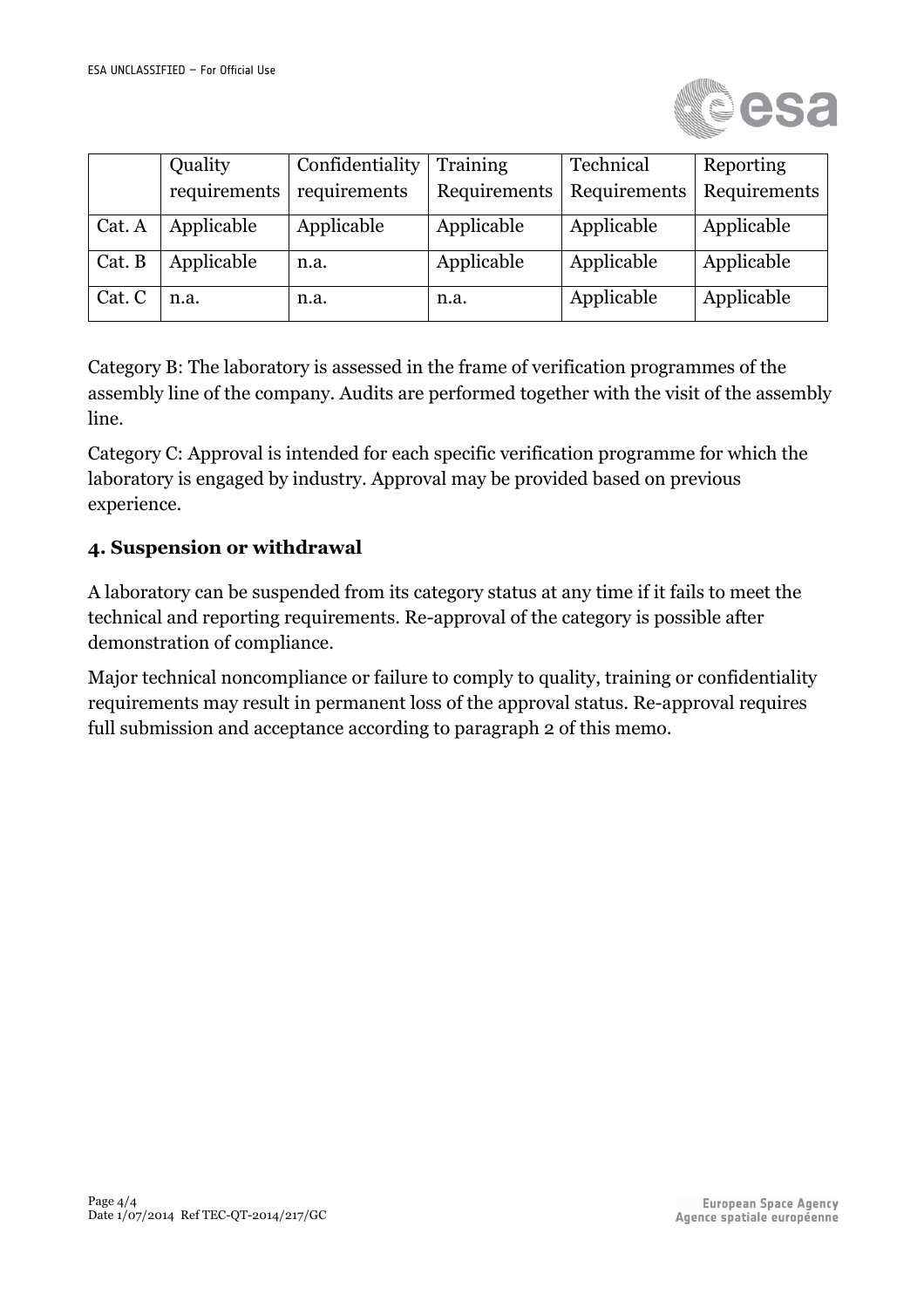| | Quality requirements | Confidentiality requirements | Training Requirements | Technical Requirements | Reporting Requirements |
|---|---|---|---|---|---|
| Cat. A | Applicable | Applicable | Applicable | Applicable | Applicable |
| Cat. B | Applicable | n.a. | Applicable | Applicable | Applicable |
| Cat. C | n.a. | n.a. | n.a. | Applicable | Applicable |

Category B: The laboratory is assessed in the frame of verification programmes of the assembly line of the company. Audits are performed together with the visit of the assembly line.

Category C: Approval is intended for each specific verification programme for which the laboratory is engaged by industry. Approval may be provided based on previous experience.

## 4. Suspension or withdrawal

A laboratory can be suspended from its category status at any time if it fails to meet the technical and reporting requirements. Re-approval of the category is possible after demonstration of compliance.

Major technical noncompliance or failure to comply to quality, training or confidentiality requirements may result in permanent loss of the approval status. Re-approval requires full submission and acceptance according to paragraph 2 of this memo.